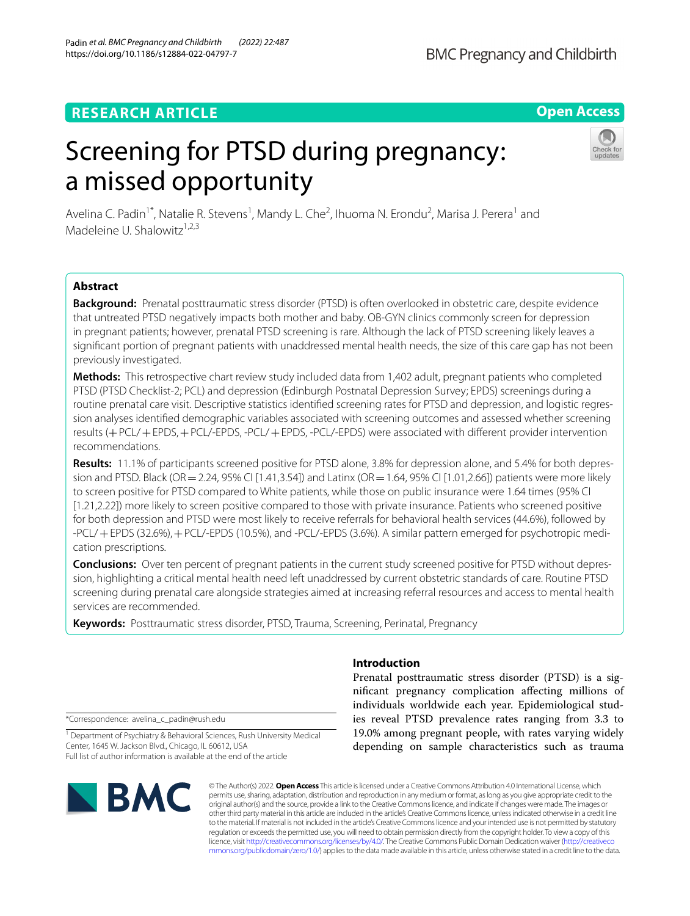RESEARCH ARTICLE

Open Access

# Screening for PTSD during pregnancy: a missed opportunity

Avelina C. Padin[1*], Natalie R. Stevens[1], Mandy L. Che[2], Ihuoma N. Erondu[2], Marisa J. Perera[1] and Madeleine U. Shalowitz[1,2,3]

## Abstract

**Background:** Prenatal posttraumatic stress disorder (PTSD) is often overlooked in obstetric care, despite evidence that untreated PTSD negatively impacts both mother and baby. OB-GYN clinics commonly screen for depression in pregnant patients; however, prenatal PTSD screening is rare. Although the lack of PTSD screening likely leaves a significant portion of pregnant patients with unaddressed mental health needs, the size of this care gap has not been previously investigated.

**Methods:** This retrospective chart review study included data from 1,402 adult, pregnant patients who completed PTSD (PTSD Checklist-2; PCL) and depression (Edinburgh Postnatal Depression Survey; EPDS) screenings during a routine prenatal care visit. Descriptive statistics identified screening rates for PTSD and depression, and logistic regression analyses identified demographic variables associated with screening outcomes and assessed whether screening results (+PCL/+EPDS, +PCL/-EPDS, -PCL/+EPDS, -PCL/-EPDS) were associated with different provider intervention recommendations.

**Results:** 11.1% of participants screened positive for PTSD alone, 3.8% for depression alone, and 5.4% for both depression and PTSD. Black (OR = 2.24, 95% CI [1.41,3.54]) and Latinx (OR = 1.64, 95% CI [1.01,2.66]) patients were more likely to screen positive for PTSD compared to White patients, while those on public insurance were 1.64 times (95% CI [1.21,2.22]) more likely to screen positive compared to those with private insurance. Patients who screened positive for both depression and PTSD were most likely to receive referrals for behavioral health services (44.6%), followed by -PCL/+EPDS (32.6%), +PCL/-EPDS (10.5%), and -PCL/-EPDS (3.6%). A similar pattern emerged for psychotropic medication prescriptions.

**Conclusions:** Over ten percent of pregnant patients in the current study screened positive for PTSD without depression, highlighting a critical mental health need left unaddressed by current obstetric standards of care. Routine PTSD screening during prenatal care alongside strategies aimed at increasing referral resources and access to mental health services are recommended.

**Keywords:** Posttraumatic stress disorder, PTSD, Trauma, Screening, Perinatal, Pregnancy

## Introduction

Prenatal posttraumatic stress disorder (PTSD) is a significant pregnancy complication affecting millions of individuals worldwide each year. Epidemiological studies reveal PTSD prevalence rates ranging from 3.3 to 19.0% among pregnant people, with rates varying widely depending on sample characteristics such as trauma

*Correspondence: avelina_c_padin@rush.edu

[1] Department of Psychiatry & Behavioral Sciences, Rush University Medical Center, 1645 W. Jackson Blvd., Chicago, IL 60612, USA

Full list of author information is available at the end of the article

© The Author(s) 2022. **Open Access** This article is licensed under a Creative Commons Attribution 4.0 International License, which permits use, sharing, adaptation, distribution and reproduction in any medium or format, as long as you give appropriate credit to the original author(s) and the source, provide a link to the Creative Commons licence, and indicate if changes were made. The images or other third party material in this article are included in the article's Creative Commons licence, unless indicated otherwise in a credit line to the material. If material is not included in the article's Creative Commons licence and your intended use is not permitted by statutory regulation or exceeds the permitted use, you will need to obtain permission directly from the copyright holder. To view a copy of this licence, visit http://creativecommons.org/licenses/by/4.0/. The Creative Commons Public Domain Dedication waiver (http://creativecommons.org/publicdomain/zero/1.0/) applies to the data made available in this article, unless otherwise stated in a credit line to the data.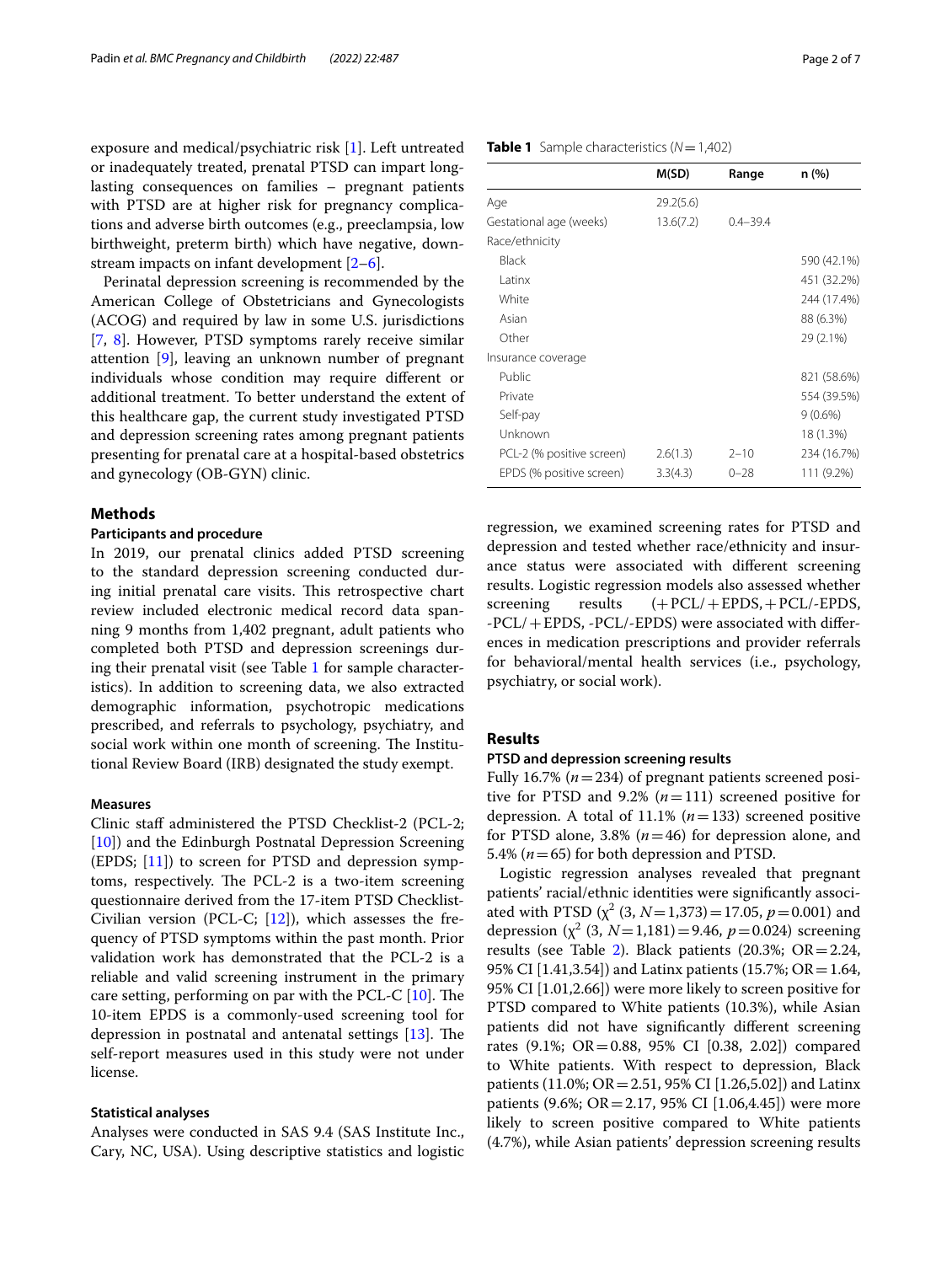exposure and medical/psychiatric risk [1]. Left untreated or inadequately treated, prenatal PTSD can impart long-lasting consequences on families – pregnant patients with PTSD are at higher risk for pregnancy complications and adverse birth outcomes (e.g., preeclampsia, low birthweight, preterm birth) which have negative, downstream impacts on infant development [2–6].

Perinatal depression screening is recommended by the American College of Obstetricians and Gynecologists (ACOG) and required by law in some U.S. jurisdictions [7, 8]. However, PTSD symptoms rarely receive similar attention [9], leaving an unknown number of pregnant individuals whose condition may require different or additional treatment. To better understand the extent of this healthcare gap, the current study investigated PTSD and depression screening rates among pregnant patients presenting for prenatal care at a hospital-based obstetrics and gynecology (OB-GYN) clinic.

## Methods

### Participants and procedure

In 2019, our prenatal clinics added PTSD screening to the standard depression screening conducted during initial prenatal care visits. This retrospective chart review included electronic medical record data spanning 9 months from 1,402 pregnant, adult patients who completed both PTSD and depression screenings during their prenatal visit (see Table 1 for sample characteristics). In addition to screening data, we also extracted demographic information, psychotropic medications prescribed, and referrals to psychology, psychiatry, and social work within one month of screening. The Institutional Review Board (IRB) designated the study exempt.

**Table 1** Sample characteristics ($N = 1{,}402$)

| | M(SD) | Range | n (%) |
|---|---|---|---|
| Age | 29.2(5.6) | | |
| Gestational age (weeks) | 13.6(7.2) | 0.4–39.4 | |
| Race/ethnicity | | | |
| Black | | | 590 (42.1%) |
| Latinx | | | 451 (32.2%) |
| White | | | 244 (17.4%) |
| Asian | | | 88 (6.3%) |
| Other | | | 29 (2.1%) |
| Insurance coverage | | | |
| Public | | | 821 (58.6%) |
| Private | | | 554 (39.5%) |
| Self-pay | | | 9 (0.6%) |
| Unknown | | | 18 (1.3%) |
| PCL-2 (% positive screen) | 2.6(1.3) | 2–10 | 234 (16.7%) |
| EPDS (% positive screen) | 3.3(4.3) | 0–28 | 111 (9.2%) |

### Measures

Clinic staff administered the PTSD Checklist-2 (PCL-2; [10]) and the Edinburgh Postnatal Depression Screening (EPDS; [11]) to screen for PTSD and depression symptoms, respectively. The PCL-2 is a two-item screening questionnaire derived from the 17-item PTSD Checklist-Civilian version (PCL-C; [12]), which assesses the frequency of PTSD symptoms within the past month. Prior validation work has demonstrated that the PCL-2 is a reliable and valid screening instrument in the primary care setting, performing on par with the PCL-C [10]. The 10-item EPDS is a commonly-used screening tool for depression in postnatal and antenatal settings [13]. The self-report measures used in this study were not under license.

### Statistical analyses

Analyses were conducted in SAS 9.4 (SAS Institute Inc., Cary, NC, USA). Using descriptive statistics and logistic regression, we examined screening rates for PTSD and depression and tested whether race/ethnicity and insurance status were associated with different screening results. Logistic regression models also assessed whether screening results (+PCL/+EPDS, +PCL/-EPDS, -PCL/+EPDS, -PCL/-EPDS) were associated with differences in medication prescriptions and provider referrals for behavioral/mental health services (i.e., psychology, psychiatry, or social work).

## Results

### PTSD and depression screening results

Fully 16.7% ($n = 234$) of pregnant patients screened positive for PTSD and 9.2% ($n = 111$) screened positive for depression. A total of 11.1% ($n = 133$) screened positive for PTSD alone, 3.8% ($n = 46$) for depression alone, and 5.4% ($n = 65$) for both depression and PTSD.

Logistic regression analyses revealed that pregnant patients' racial/ethnic identities were significantly associated with PTSD ($\chi^2$ (3, $N = 1{,}373$) = 17.05, $p = 0.001$) and depression ($\chi^2$ (3, $N = 1{,}181$) = 9.46, $p = 0.024$) screening results (see Table 2). Black patients (20.3%; OR = 2.24, 95% CI [1.41,3.54]) and Latinx patients (15.7%; OR = 1.64, 95% CI [1.01,2.66]) were more likely to screen positive for PTSD compared to White patients (10.3%), while Asian patients did not have significantly different screening rates (9.1%; OR = 0.88, 95% CI [0.38, 2.02]) compared to White patients. With respect to depression, Black patients (11.0%; OR = 2.51, 95% CI [1.26,5.02]) and Latinx patients (9.6%; OR = 2.17, 95% CI [1.06,4.45]) were more likely to screen positive compared to White patients (4.7%), while Asian patients' depression screening results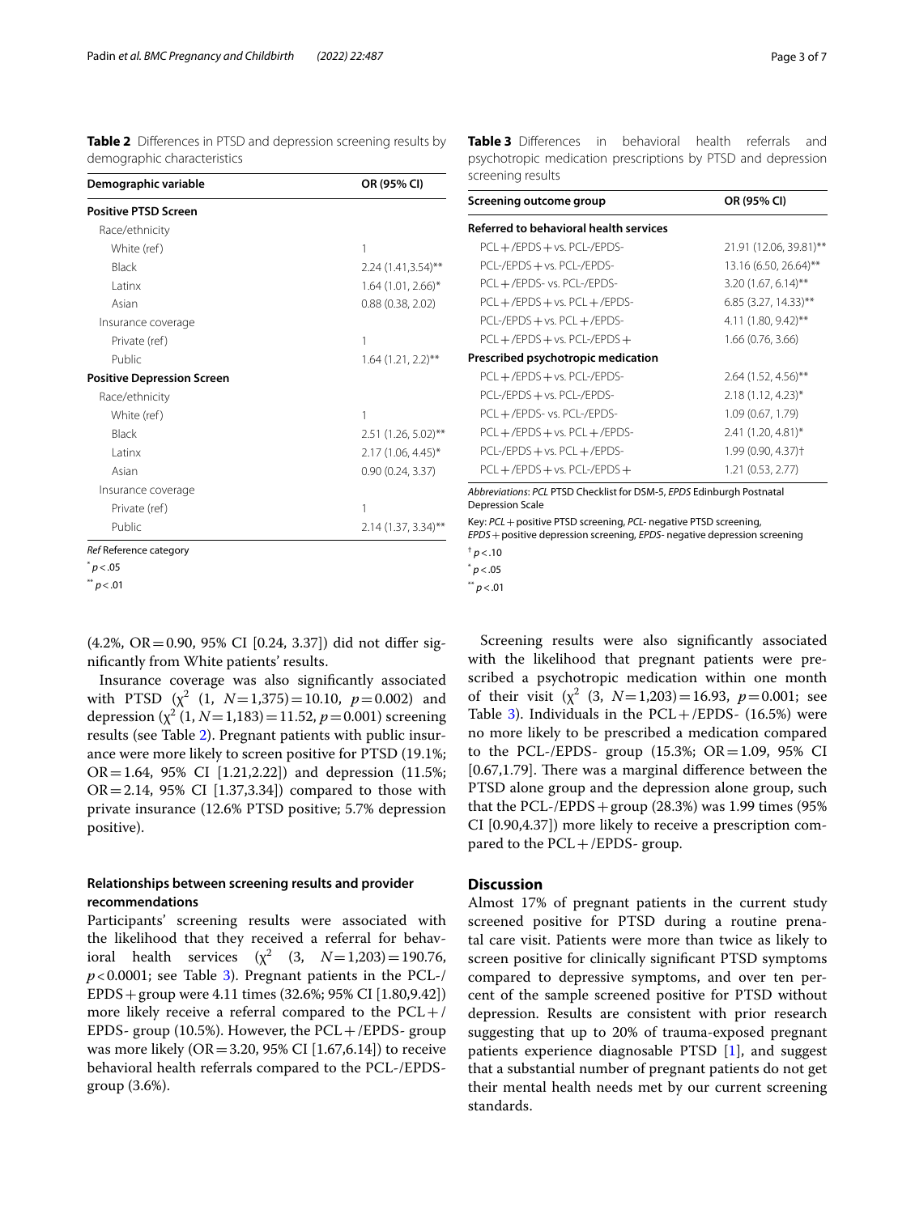**Table 2** Differences in PTSD and depression screening results by demographic characteristics

| Demographic variable | OR (95% CI) |
| --- | --- |
| **Positive PTSD Screen** | |
| Race/ethnicity | |
| White (ref) | 1 |
| Black | 2.24 (1.41,3.54)** |
| Latinx | 1.64 (1.01, 2.66)* |
| Asian | 0.88 (0.38, 2.02) |
| Insurance coverage | |
| Private (ref) | 1 |
| Public | 1.64 (1.21, 2.2)** |
| **Positive Depression Screen** | |
| Race/ethnicity | |
| White (ref) | 1 |
| Black | 2.51 (1.26, 5.02)** |
| Latinx | 2.17 (1.06, 4.45)* |
| Asian | 0.90 (0.24, 3.37) |
| Insurance coverage | |
| Private (ref) | 1 |
| Public | 2.14 (1.37, 3.34)** |

*Ref* Reference category

* $p < .05$

** $p < .01$

(4.2%, OR = 0.90, 95% CI [0.24, 3.37]) did not differ significantly from White patients' results.

Insurance coverage was also significantly associated with PTSD ($\chi^2$ (1, $N$ = 1,375) = 10.10, $p$ = 0.002) and depression ($\chi^2$ (1, $N$ = 1,183) = 11.52, $p$ = 0.001) screening results (see Table 2). Pregnant patients with public insurance were more likely to screen positive for PTSD (19.1%; OR = 1.64, 95% CI [1.21,2.22]) and depression (11.5%; OR = 2.14, 95% CI [1.37,3.34]) compared to those with private insurance (12.6% PTSD positive; 5.7% depression positive).

### Relationships between screening results and provider recommendations

Participants' screening results were associated with the likelihood that they received a referral for behavioral health services ($\chi^2$ (3, $N$ = 1,203) = 190.76, $p$ < 0.0001; see Table 3). Pregnant patients in the PCL-/EPDS + group were 4.11 times (32.6%; 95% CI [1.80,9.42]) more likely receive a referral compared to the PCL + /EPDS- group (10.5%). However, the PCL + /EPDS- group was more likely (OR = 3.20, 95% CI [1.67,6.14]) to receive behavioral health referrals compared to the PCL-/EPDS-group (3.6%).

**Table 3** Differences in behavioral health referrals and psychotropic medication prescriptions by PTSD and depression screening results

| Screening outcome group | OR (95% CI) |
| --- | --- |
| **Referred to behavioral health services** | |
| PCL + /EPDS + vs. PCL-/EPDS- | 21.91 (12.06, 39.81)** |
| PCL-/EPDS + vs. PCL-/EPDS- | 13.16 (6.50, 26.64)** |
| PCL + /EPDS- vs. PCL-/EPDS- | 3.20 (1.67, 6.14)** |
| PCL + /EPDS + vs. PCL + /EPDS- | 6.85 (3.27, 14.33)** |
| PCL-/EPDS + vs. PCL + /EPDS- | 4.11 (1.80, 9.42)** |
| PCL + /EPDS + vs. PCL-/EPDS + | 1.66 (0.76, 3.66) |
| **Prescribed psychotropic medication** | |
| PCL + /EPDS + vs. PCL-/EPDS- | 2.64 (1.52, 4.56)** |
| PCL-/EPDS + vs. PCL-/EPDS- | 2.18 (1.12, 4.23)* |
| PCL + /EPDS- vs. PCL-/EPDS- | 1.09 (0.67, 1.79) |
| PCL + /EPDS + vs. PCL + /EPDS- | 2.41 (1.20, 4.81)* |
| PCL-/EPDS + vs. PCL + /EPDS- | 1.99 (0.90, 4.37)† |
| PCL + /EPDS + vs. PCL-/EPDS + | 1.21 (0.53, 2.77) |

*Abbreviations*: *PCL* PTSD Checklist for DSM-5, *EPDS* Edinburgh Postnatal Depression Scale

Key: *PCL+* positive PTSD screening, *PCL-* negative PTSD screening, *EPDS+* positive depression screening, *EPDS-* negative depression screening

† $p < .10$

* $p < .05$

** $p < .01$

Screening results were also significantly associated with the likelihood that pregnant patients were prescribed a psychotropic medication within one month of their visit ($\chi^2$ (3, $N$ = 1,203) = 16.93, $p$ = 0.001; see Table 3). Individuals in the PCL + /EPDS- (16.5%) were no more likely to be prescribed a medication compared to the PCL-/EPDS- group (15.3%; OR = 1.09, 95% CI [0.67,1.79]. There was a marginal difference between the PTSD alone group and the depression alone group, such that the PCL-/EPDS + group (28.3%) was 1.99 times (95% CI [0.90,4.37]) more likely to receive a prescription compared to the PCL + /EPDS- group.

## Discussion

Almost 17% of pregnant patients in the current study screened positive for PTSD during a routine prenatal care visit. Patients were more than twice as likely to screen positive for clinically significant PTSD symptoms compared to depressive symptoms, and over ten percent of the sample screened positive for PTSD without depression. Results are consistent with prior research suggesting that up to 20% of trauma-exposed pregnant patients experience diagnosable PTSD [1], and suggest that a substantial number of pregnant patients do not get their mental health needs met by our current screening standards.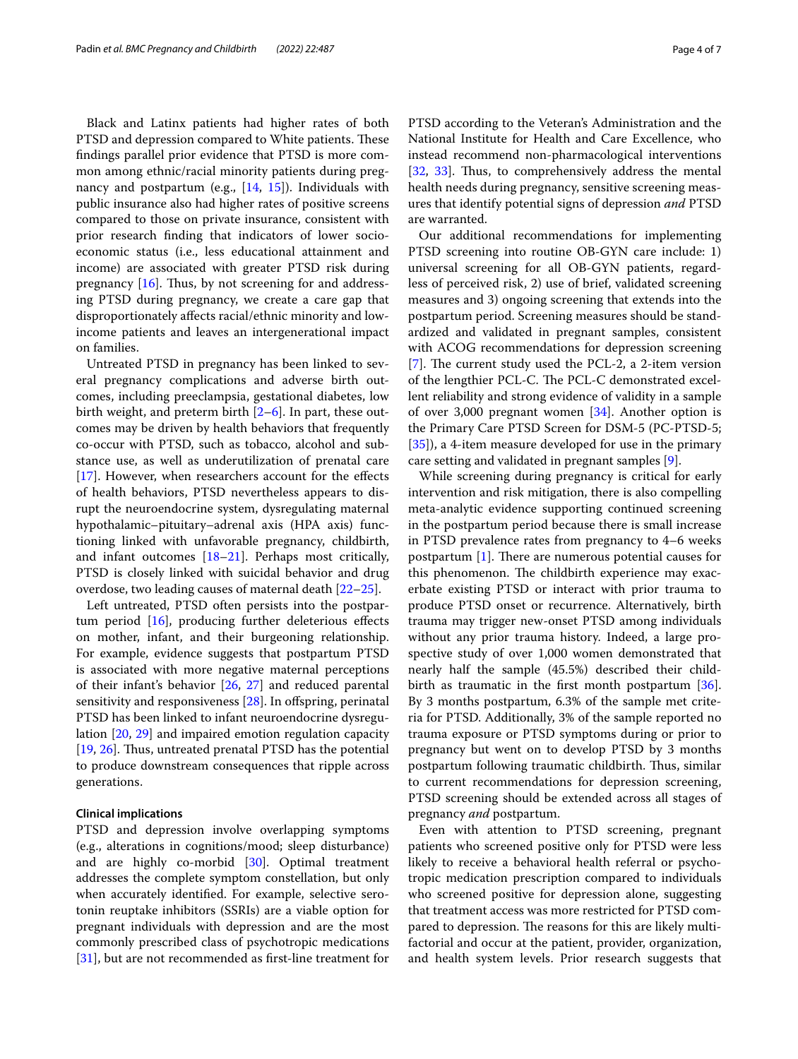Black and Latinx patients had higher rates of both PTSD and depression compared to White patients. These findings parallel prior evidence that PTSD is more common among ethnic/racial minority patients during pregnancy and postpartum (e.g., [14, 15]). Individuals with public insurance also had higher rates of positive screens compared to those on private insurance, consistent with prior research finding that indicators of lower socioeconomic status (i.e., less educational attainment and income) are associated with greater PTSD risk during pregnancy [16]. Thus, by not screening for and addressing PTSD during pregnancy, we create a care gap that disproportionately affects racial/ethnic minority and low-income patients and leaves an intergenerational impact on families.

Untreated PTSD in pregnancy has been linked to several pregnancy complications and adverse birth outcomes, including preeclampsia, gestational diabetes, low birth weight, and preterm birth [2–6]. In part, these outcomes may be driven by health behaviors that frequently co-occur with PTSD, such as tobacco, alcohol and substance use, as well as underutilization of prenatal care [17]. However, when researchers account for the effects of health behaviors, PTSD nevertheless appears to disrupt the neuroendocrine system, dysregulating maternal hypothalamic–pituitary–adrenal axis (HPA axis) functioning linked with unfavorable pregnancy, childbirth, and infant outcomes [18–21]. Perhaps most critically, PTSD is closely linked with suicidal behavior and drug overdose, two leading causes of maternal death [22–25].

Left untreated, PTSD often persists into the postpartum period [16], producing further deleterious effects on mother, infant, and their burgeoning relationship. For example, evidence suggests that postpartum PTSD is associated with more negative maternal perceptions of their infant's behavior [26, 27] and reduced parental sensitivity and responsiveness [28]. In offspring, perinatal PTSD has been linked to infant neuroendocrine dysregulation [20, 29] and impaired emotion regulation capacity [19, 26]. Thus, untreated prenatal PTSD has the potential to produce downstream consequences that ripple across generations.

### Clinical implications

PTSD and depression involve overlapping symptoms (e.g., alterations in cognitions/mood; sleep disturbance) and are highly co-morbid [30]. Optimal treatment addresses the complete symptom constellation, but only when accurately identified. For example, selective serotonin reuptake inhibitors (SSRIs) are a viable option for pregnant individuals with depression and are the most commonly prescribed class of psychotropic medications [31], but are not recommended as first-line treatment for PTSD according to the Veteran's Administration and the National Institute for Health and Care Excellence, who instead recommend non-pharmacological interventions [32, 33]. Thus, to comprehensively address the mental health needs during pregnancy, sensitive screening measures that identify potential signs of depression *and* PTSD are warranted.

Our additional recommendations for implementing PTSD screening into routine OB-GYN care include: 1) universal screening for all OB-GYN patients, regardless of perceived risk, 2) use of brief, validated screening measures and 3) ongoing screening that extends into the postpartum period. Screening measures should be standardized and validated in pregnant samples, consistent with ACOG recommendations for depression screening [7]. The current study used the PCL-2, a 2-item version of the lengthier PCL-C. The PCL-C demonstrated excellent reliability and strong evidence of validity in a sample of over 3,000 pregnant women [34]. Another option is the Primary Care PTSD Screen for DSM-5 (PC-PTSD-5; [35]), a 4-item measure developed for use in the primary care setting and validated in pregnant samples [9].

While screening during pregnancy is critical for early intervention and risk mitigation, there is also compelling meta-analytic evidence supporting continued screening in the postpartum period because there is small increase in PTSD prevalence rates from pregnancy to 4–6 weeks postpartum [1]. There are numerous potential causes for this phenomenon. The childbirth experience may exacerbate existing PTSD or interact with prior trauma to produce PTSD onset or recurrence. Alternatively, birth trauma may trigger new-onset PTSD among individuals without any prior trauma history. Indeed, a large prospective study of over 1,000 women demonstrated that nearly half the sample (45.5%) described their childbirth as traumatic in the first month postpartum [36]. By 3 months postpartum, 6.3% of the sample met criteria for PTSD. Additionally, 3% of the sample reported no trauma exposure or PTSD symptoms during or prior to pregnancy but went on to develop PTSD by 3 months postpartum following traumatic childbirth. Thus, similar to current recommendations for depression screening, PTSD screening should be extended across all stages of pregnancy *and* postpartum.

Even with attention to PTSD screening, pregnant patients who screened positive only for PTSD were less likely to receive a behavioral health referral or psychotropic medication prescription compared to individuals who screened positively for depression alone, suggesting that treatment access was more restricted for PTSD compared to depression. The reasons for this are likely multifactorial and occur at the patient, provider, organization, and health system levels. Prior research suggests that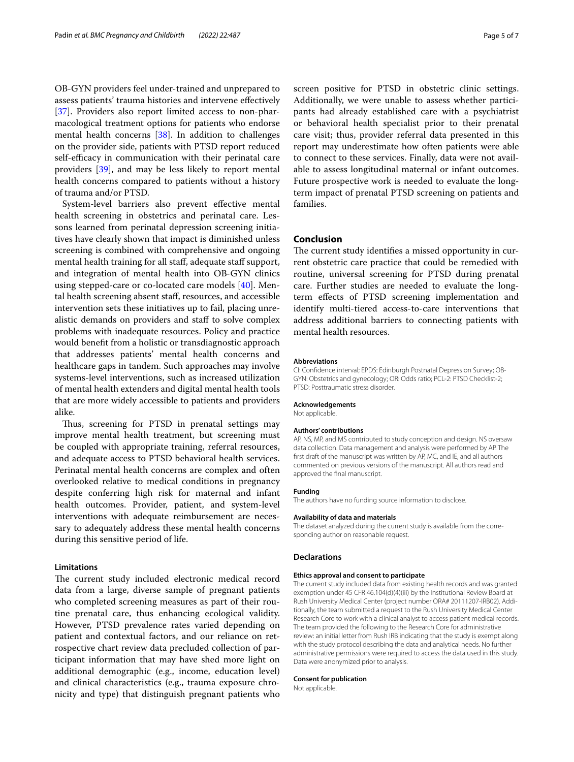OB-GYN providers feel under-trained and unprepared to assess patients' trauma histories and intervene effectively [37]. Providers also report limited access to non-pharmacological treatment options for patients who endorse mental health concerns [38]. In addition to challenges on the provider side, patients with PTSD report reduced self-efficacy in communication with their perinatal care providers [39], and may be less likely to report mental health concerns compared to patients without a history of trauma and/or PTSD.

System-level barriers also prevent effective mental health screening in obstetrics and perinatal care. Lessons learned from perinatal depression screening initiatives have clearly shown that impact is diminished unless screening is combined with comprehensive and ongoing mental health training for all staff, adequate staff support, and integration of mental health into OB-GYN clinics using stepped-care or co-located care models [40]. Mental health screening absent staff, resources, and accessible intervention sets these initiatives up to fail, placing unrealistic demands on providers and staff to solve complex problems with inadequate resources. Policy and practice would benefit from a holistic or transdiagnostic approach that addresses patients' mental health concerns and healthcare gaps in tandem. Such approaches may involve systems-level interventions, such as increased utilization of mental health extenders and digital mental health tools that are more widely accessible to patients and providers alike.

Thus, screening for PTSD in prenatal settings may improve mental health treatment, but screening must be coupled with appropriate training, referral resources, and adequate access to PTSD behavioral health services. Perinatal mental health concerns are complex and often overlooked relative to medical conditions in pregnancy despite conferring high risk for maternal and infant health outcomes. Provider, patient, and system-level interventions with adequate reimbursement are necessary to adequately address these mental health concerns during this sensitive period of life.

### Limitations

The current study included electronic medical record data from a large, diverse sample of pregnant patients who completed screening measures as part of their routine prenatal care, thus enhancing ecological validity. However, PTSD prevalence rates varied depending on patient and contextual factors, and our reliance on retrospective chart review data precluded collection of participant information that may have shed more light on additional demographic (e.g., income, education level) and clinical characteristics (e.g., trauma exposure chronicity and type) that distinguish pregnant patients who screen positive for PTSD in obstetric clinic settings. Additionally, we were unable to assess whether participants had already established care with a psychiatrist or behavioral health specialist prior to their prenatal care visit; thus, provider referral data presented in this report may underestimate how often patients were able to connect to these services. Finally, data were not available to assess longitudinal maternal or infant outcomes. Future prospective work is needed to evaluate the long-term impact of prenatal PTSD screening on patients and families.

## Conclusion

The current study identifies a missed opportunity in current obstetric care practice that could be remedied with routine, universal screening for PTSD during prenatal care. Further studies are needed to evaluate the long-term effects of PTSD screening implementation and identify multi-tiered access-to-care interventions that address additional barriers to connecting patients with mental health resources.

#### Abbreviations

CI: Confidence interval; EPDS: Edinburgh Postnatal Depression Survey; OB-GYN: Obstetrics and gynecology; OR: Odds ratio; PCL-2: PTSD Checklist-2; PTSD: Posttraumatic stress disorder.

#### Acknowledgements

Not applicable.

#### Authors' contributions

AP, NS, MP, and MS contributed to study conception and design. NS oversaw data collection. Data management and analysis were performed by AP. The first draft of the manuscript was written by AP, MC, and IE, and all authors commented on previous versions of the manuscript. All authors read and approved the final manuscript.

#### Funding

The authors have no funding source information to disclose.

#### Availability of data and materials

The dataset analyzed during the current study is available from the corresponding author on reasonable request.

### Declarations

#### Ethics approval and consent to participate

The current study included data from existing health records and was granted exemption under 45 CFR 46.104(d)(4)(iii) by the Institutional Review Board at Rush University Medical Center (project number ORA# 20111207-IRB02). Additionally, the team submitted a request to the Rush University Medical Center Research Core to work with a clinical analyst to access patient medical records. The team provided the following to the Research Core for administrative review: an initial letter from Rush IRB indicating that the study is exempt along with the study protocol describing the data and analytical needs. No further administrative permissions were required to access the data used in this study. Data were anonymized prior to analysis.

#### Consent for publication

Not applicable.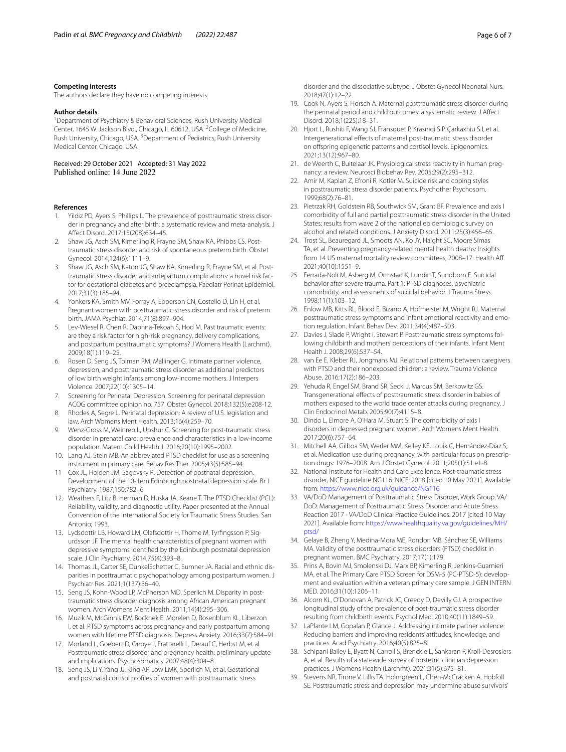### Competing interests

The authors declare they have no competing interests.

### Author details

[1]Department of Psychiatry & Behavioral Sciences, Rush University Medical Center, 1645 W. Jackson Blvd., Chicago, IL 60612, USA. [2]College of Medicine, Rush University, Chicago, USA. [3]Department of Pediatrics, Rush University Medical Center, Chicago, USA.

Received: 29 October 2021 Accepted: 31 May 2022
Published online: 14 June 2022

### References

1. Yildiz PD, Ayers S, Phillips L. The prevalence of posttraumatic stress disorder in pregnancy and after birth: a systematic review and meta-analysis. J Affect Disord. 2017;15(208):634–45.
2. Shaw JG, Asch SM, Kimerling R, Frayne SM, Shaw KA, Phibbs CS. Posttraumatic stress disorder and risk of spontaneous preterm birth. Obstet Gynecol. 2014;124(6):1111–9.
3. Shaw JG, Asch SM, Katon JG, Shaw KA, Kimerling R, Frayne SM, et al. Posttraumatic stress disorder and antepartum complications: a novel risk factor for gestational diabetes and preeclampsia. Paediatr Perinat Epidemiol. 2017;31(3):185–94.
4. Yonkers KA, Smith MV, Forray A, Epperson CN, Costello D, Lin H, et al. Pregnant women with posttraumatic stress disorder and risk of preterm birth. JAMA Psychiat. 2014;71(8):897–904.
5. Lev-Wiesel R, Chen R, Daphna-Tekoah S, Hod M. Past traumatic events: are they a risk factor for high-risk pregnancy, delivery complications, and postpartum posttraumatic symptoms? J Womens Health (Larchmt). 2009;18(1):119–25.
6. Rosen D, Seng JS, Tolman RM, Mallinger G. Intimate partner violence, depression, and posttraumatic stress disorder as additional predictors of low birth weight infants among low-income mothers. J Interpers Violence. 2007;22(10):1305–14.
7. Screening for Perinatal Depression. Screening for perinatal depression ACOG committee opinion no. 757. Obstet Gynecol. 2018;132(5):e208-12.
8. Rhodes A, Segre L. Perinatal depression: A review of U.S. legislation and law. Arch Womens Ment Health. 2013;16(4):259–70.
9. Wenz-Gross M, Weinreb L, Upshur C. Screening for post-traumatic stress disorder in prenatal care: prevalence and characteristics in a low-income population. Matern Child Health J. 2016;20(10):1995–2002.
10. Lang AJ, Stein MB. An abbreviated PTSD checklist for use as a screening instrument in primary care. Behav Res Ther. 2005;43(5):585–94.
11. Cox JL, Holden JM, Sagovsky R, Detection of postnatal depression. Development of the 10-item Edinburgh postnatal depression scale. Br J Psychiatry. 1987;150:782–6.
12. Weathers F, Litz B, Herman D, Huska JA, Keane T. The PTSD Checklist (PCL): Reliability, validity, and diagnostic utility. Paper presented at the Annual Convention of the International Society for Traumatic Stress Studies. San Antonio; 1993.
13. Lydsdottir LB, Howard LM, Olafsdottir H, Thome M, Tyrfingsson P, Sigurdsson JF. The mental health characteristics of pregnant women with depressive symptoms identified by the Edinburgh postnatal depression scale. J Clin Psychiatry. 2014;75(4):393–8.
14. Thomas JL, Carter SE, DunkelSchetter C, Sumner JA. Racial and ethnic disparities in posttraumatic psychopathology among postpartum women. J Psychiatr Res. 2021;1(137):36–40.
15. Seng JS, Kohn-Wood LP, McPherson MD, Sperlich M. Disparity in posttraumatic stress disorder diagnosis among African American pregnant women. Arch Womens Ment Health. 2011;14(4):295–306.
16. Muzik M, McGinnis EW, Bocknek E, Morelen D, Rosenblum KL, Liberzon I, et al. PTSD symptoms across pregnancy and early postpartum among women with lifetime PTSD diagnosis. Depress Anxiety. 2016;33(7):584–91.
17. Morland L, Goebert D, Onoye J, Frattarelli L, Derauf C, Herbst M, et al. Posttraumatic stress disorder and pregnancy health: preliminary update and implications. Psychosomatics. 2007;48(4):304–8.
18. Seng JS, Li Y, Yang JJ, King AP, Low LMK, Sperlich M, et al. Gestational and postnatal cortisol profiles of women with posttraumatic stress disorder and the dissociative subtype. J Obstet Gynecol Neonatal Nurs. 2018;47(1):12–22.
19. Cook N, Ayers S, Horsch A. Maternal posttraumatic stress disorder during the perinatal period and child outcomes: a systematic review. J Affect Disord. 2018;1(225):18–31.
20. Hjort L, Rushiti F, Wang SJ, Fransquet P, Krasniqi S P, Çarkaxhiu S I, et al. Intergenerational effects of maternal post-traumatic stress disorder on offspring epigenetic patterns and cortisol levels. Epigenomics. 2021;13(12):967–80.
21. de Weerth C, Buitelaar JK. Physiological stress reactivity in human pregnancy: a review. Neurosci Biobehav Rev. 2005;29(2):295–312.
22. Amir M, Kaplan Z, Efroni R, Kotler M. Suicide risk and coping styles in posttraumatic stress disorder patients. Psychother Psychosom. 1999;68(2):76–81.
23. Pietrzak RH, Goldstein RB, Southwick SM, Grant BF. Prevalence and axis I comorbidity of full and partial posttraumatic stress disorder in the United States: results from wave 2 of the national epidemiologic survey on alcohol and related conditions. J Anxiety Disord. 2011;25(3):456–65.
24. Trost SL, Beauregard JL, Smoots AN, Ko JY, Haight SC, Moore Simas TA, et al. Preventing pregnancy-related mental health deaths: Insights from 14 US maternal mortality review committees, 2008–17. Health Aff. 2021;40(10):1551–9.
25. Ferrada-Noli M, Asberg M, Ormstad K, Lundin T, Sundbom E. Suicidal behavior after severe trauma. Part 1: PTSD diagnoses, psychiatric comorbidity, and assessments of suicidal behavior. J Trauma Stress. 1998;11(1):103–12.
26. Enlow MB, Kitts RL, Blood E, Bizarro A, Hofmeister M, Wright RJ. Maternal posttraumatic stress symptoms and infant emotional reactivity and emotion regulation. Infant Behav Dev. 2011;34(4):487–503.
27. Davies J, Slade P, Wright I, Stewart P. Posttraumatic stress symptoms following childbirth and mothers' perceptions of their infants. Infant Ment Health J. 2008;29(6):537–54.
28. van Ee E, Kleber RJ, Jongmans MJ. Relational patterns between caregivers with PTSD and their nonexposed children: a review. Trauma Violence Abuse. 2016;17(2):186–203.
29. Yehuda R, Engel SM, Brand SR, Seckl J, Marcus SM, Berkowitz GS. Transgenerational effects of posttraumatic stress disorder in babies of mothers exposed to the world trade center attacks during pregnancy. J Clin Endocrinol Metab. 2005;90(7):4115–8.
30. Dindo L, Elmore A, O'Hara M, Stuart S. The comorbidity of axis I disorders in depressed pregnant women. Arch Womens Ment Health. 2017;20(6):757–64.
31. Mitchell AA, Gilboa SM, Werler MM, Kelley KE, Louik C, Hernández-Díaz S, et al. Medication use during pregnancy, with particular focus on prescription drugs: 1976–2008. Am J Obstet Gynecol. 2011;205(1):51.e1-8.
32. National Institute for Health and Care Excellence. Post-traumatic stress disorder, NICE guideline NG116. NICE; 2018 [cited 10 May 2021]. Available from: https://www.nice.org.uk/guidance/NG116
33. VA/DoD Management of Posttraumatic Stress Disorder, Work Group, VA/DoD. Management of Posttraumatic Stress Disorder and Acute Stress Reaction 2017 - VA/DoD Clinical Practice Guidelines. 2017 [cited 10 May 2021]. Available from: https://www.healthquality.va.gov/guidelines/MH/ptsd/
34. Gelaye B, Zheng Y, Medina-Mora ME, Rondon MB, Sánchez SE, Williams MA. Validity of the posttraumatic stress disorders (PTSD) checklist in pregnant women. BMC Psychiatry. 2017;17(1):179.
35. Prins A, Bovin MJ, Smolenski DJ, Marx BP, Kimerling R, Jenkins-Guarnieri MA, et al. The Primary Care PTSD Screen for DSM-5 (PC-PTSD-5): development and evaluation within a veteran primary care sample. J GEN INTERN MED. 2016;31(10):1206–11.
36. Alcorn KL, O'Donovan A, Patrick JC, Creedy D, Devilly GJ. A prospective longitudinal study of the prevalence of post-traumatic stress disorder resulting from childbirth events. Psychol Med. 2010;40(11):1849–59.
37. LaPlante LM, Gopalan P, Glance J. Addressing intimate partner violence: Reducing barriers and improving residents' attitudes, knowledge, and practices. Acad Psychiatry. 2016;40(5):825–8.
38. Schipani Bailey E, Byatt N, Carroll S, Brenckle L, Sankaran P, Kroll-Desrosiers A, et al. Results of a statewide survey of obstetric clinician depression practices. J Womens Health (Larchmt). 2021;31(5):675–81.
39. Stevens NR, Tirone V, Lillis TA, Holmgreen L, Chen-McCracken A, Hobfoll SE. Posttraumatic stress and depression may undermine abuse survivors'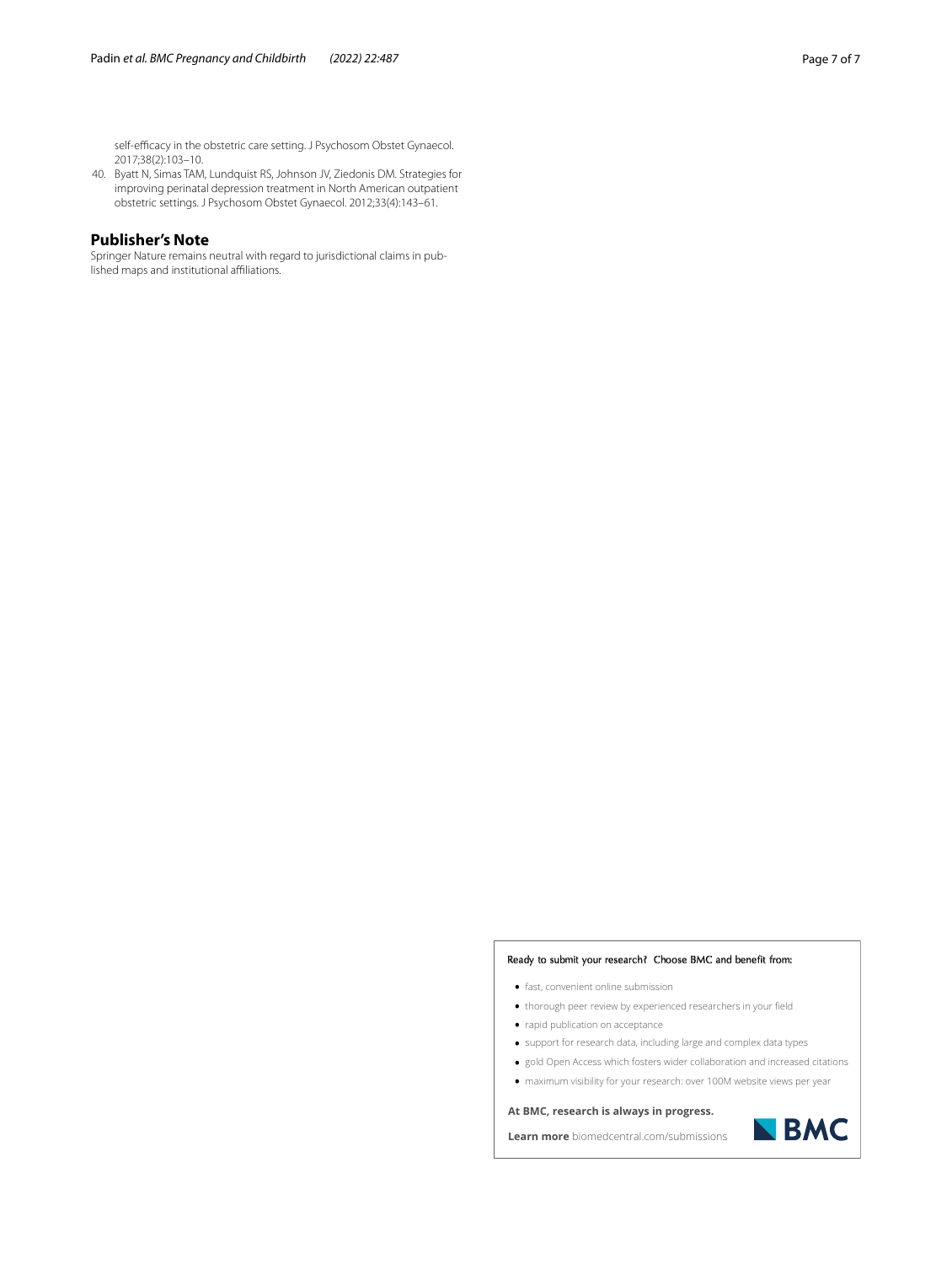self-efficacy in the obstetric care setting. J Psychosom Obstet Gynaecol. 2017;38(2):103–10.

40. Byatt N, Simas TAM, Lundquist RS, Johnson JV, Ziedonis DM. Strategies for improving perinatal depression treatment in North American outpatient obstetric settings. J Psychosom Obstet Gynaecol. 2012;33(4):143–61.

## Publisher's Note

Springer Nature remains neutral with regard to jurisdictional claims in published maps and institutional affiliations.

Ready to submit your research? Choose BMC and benefit from:

- fast, convenient online submission
- thorough peer review by experienced researchers in your field
- rapid publication on acceptance
- support for research data, including large and complex data types
- gold Open Access which fosters wider collaboration and increased citations
- maximum visibility for your research: over 100M website views per year

**At BMC, research is always in progress.**

**Learn more** biomedcentral.com/submissions

BMC